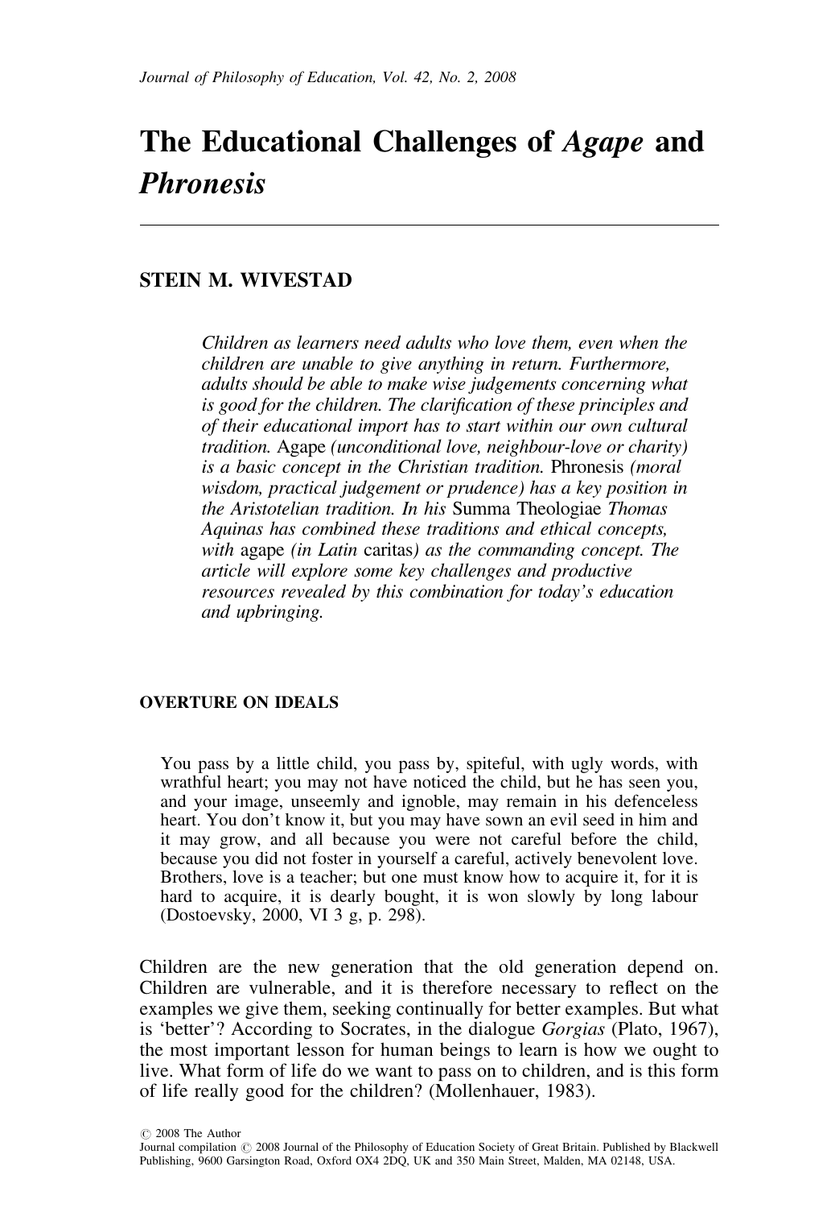# The Educational Challenges of *Agape* and *Phronesis*

## STEIN M. WIVESTAD

*Children as learners need adults who love them, even when the children are unable to give anything in return. Furthermore, adults should be able to make wise judgements concerning what is good for the children. The clarification of these principles and of their educational import has to start within our own cultural tradition.* Agape *(unconditional love, neighbour-love or charity) is a basic concept in the Christian tradition.* Phronesis *(moral wisdom, practical judgement or prudence) has a key position in the Aristotelian tradition. In his* Summa Theologiae *Thomas Aquinas has combined these traditions and ethical concepts, with* agape *(in Latin* caritas*) as the commanding concept. The article will explore some key challenges and productive resources revealed by this combination for today's education and upbringing.*

### OVERTURE ON IDEALS

> You pass by a little child, you pass by, spiteful, with ugly words, with wrathful heart; you may not have noticed the child, but he has seen you, and your image, unseemly and ignoble, may remain in his defenceless heart. You don't know it, but you may have sown an evil seed in him and it may grow, and all because you were not careful before the child, because you did not foster in yourself a careful, actively benevolent love. Brothers, love is a teacher; but one must know how to acquire it, for it is hard to acquire, it is dearly bought, it is won slowly by long labour (Dostoevsky, 2000, VI 3 g, p. 298).

Children are the new generation that the old generation depend on. Children are vulnerable, and it is therefore necessary to reflect on the examples we give them, seeking continually for better examples. But what is 'better'? According to Socrates, in the dialogue *Gorgias* (Plato, 1967), the most important lesson for human beings to learn is how we ought to live. What form of life do we want to pass on to children, and is this form of life really good for the children? (Mollenhauer, 1983).

© 2008 The Author
Journal compilation © 2008 Journal of the Philosophy of Education Society of Great Britain. Published by Blackwell Publishing, 9600 Garsington Road, Oxford OX4 2DQ, UK and 350 Main Street, Malden, MA 02148, USA.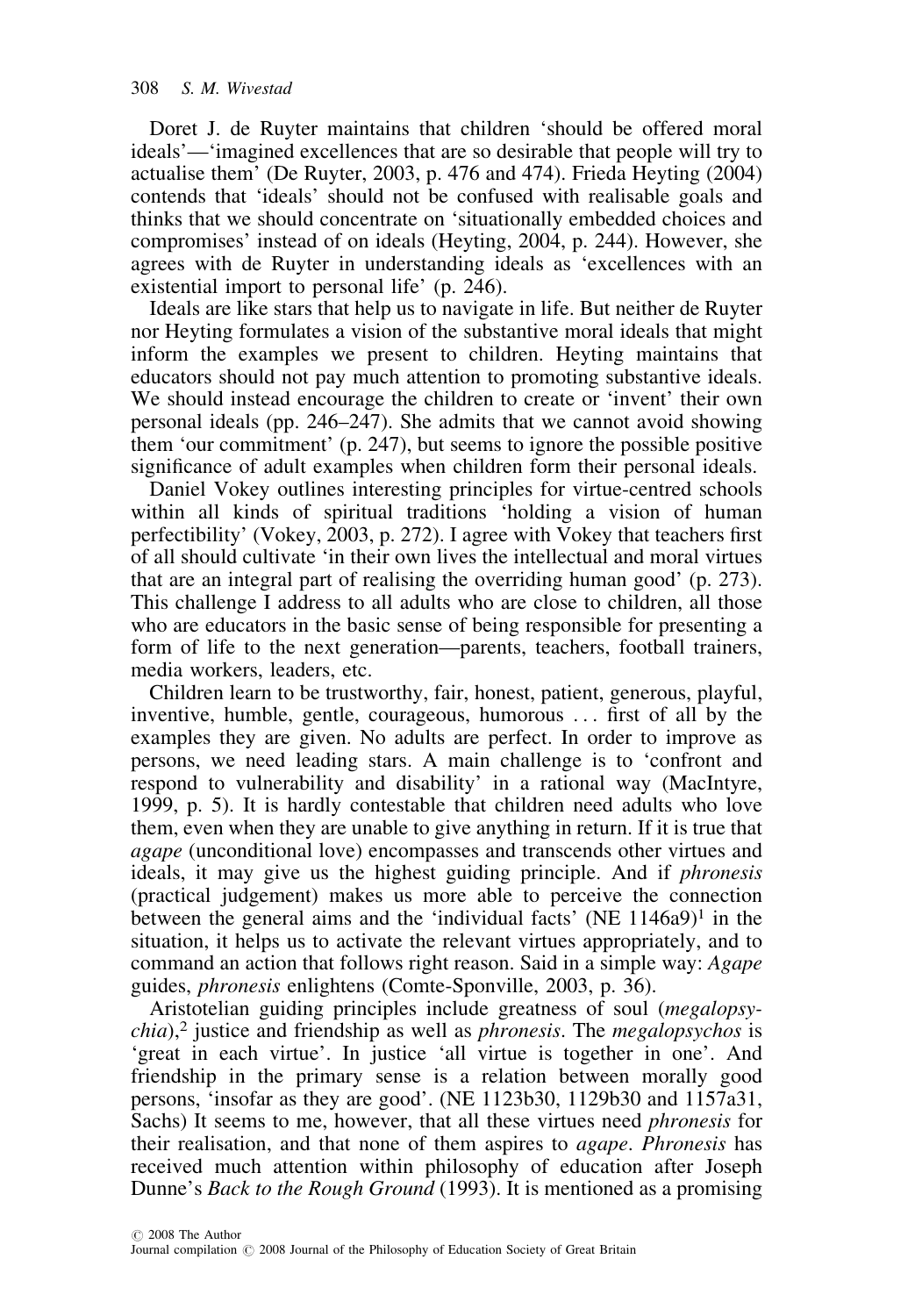Doret J. de Ruyter maintains that children 'should be offered moral ideals'—'imagined excellences that are so desirable that people will try to actualise them' (De Ruyter, 2003, p. 476 and 474). Frieda Heyting (2004) contends that 'ideals' should not be confused with realisable goals and thinks that we should concentrate on 'situationally embedded choices and compromises' instead of on ideals (Heyting, 2004, p. 244). However, she agrees with de Ruyter in understanding ideals as 'excellences with an existential import to personal life' (p. 246).

Ideals are like stars that help us to navigate in life. But neither de Ruyter nor Heyting formulates a vision of the substantive moral ideals that might inform the examples we present to children. Heyting maintains that educators should not pay much attention to promoting substantive ideals. We should instead encourage the children to create or 'invent' their own personal ideals (pp. 246–247). She admits that we cannot avoid showing them 'our commitment' (p. 247), but seems to ignore the possible positive significance of adult examples when children form their personal ideals.

Daniel Vokey outlines interesting principles for virtue-centred schools within all kinds of spiritual traditions 'holding a vision of human perfectibility' (Vokey, 2003, p. 272). I agree with Vokey that teachers first of all should cultivate 'in their own lives the intellectual and moral virtues that are an integral part of realising the overriding human good' (p. 273). This challenge I address to all adults who are close to children, all those who are educators in the basic sense of being responsible for presenting a form of life to the next generation—parents, teachers, football trainers, media workers, leaders, etc.

Children learn to be trustworthy, fair, honest, patient, generous, playful, inventive, humble, gentle, courageous, humorous ... first of all by the examples they are given. No adults are perfect. In order to improve as persons, we need leading stars. A main challenge is to 'confront and respond to vulnerability and disability' in a rational way (MacIntyre, 1999, p. 5). It is hardly contestable that children need adults who love them, even when they are unable to give anything in return. If it is true that *agape* (unconditional love) encompasses and transcends other virtues and ideals, it may give us the highest guiding principle. And if *phronesis* (practical judgement) makes us more able to perceive the connection between the general aims and the 'individual facts' (NE 1146a9)[1] in the situation, it helps us to activate the relevant virtues appropriately, and to command an action that follows right reason. Said in a simple way: *Agape* guides, *phronesis* enlightens (Comte-Sponville, 2003, p. 36).

Aristotelian guiding principles include greatness of soul (*megalopsychia*),[2] justice and friendship as well as *phronesis*. The *megalopsychos* is 'great in each virtue'. In justice 'all virtue is together in one'. And friendship in the primary sense is a relation between morally good persons, 'insofar as they are good'. (NE 1123b30, 1129b30 and 1157a31, Sachs) It seems to me, however, that all these virtues need *phronesis* for their realisation, and that none of them aspires to *agape*. *Phronesis* has received much attention within philosophy of education after Joseph Dunne's *Back to the Rough Ground* (1993). It is mentioned as a promising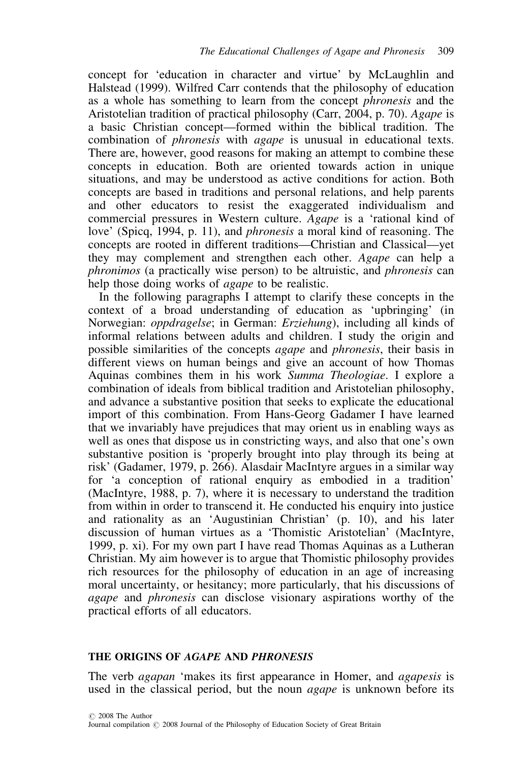concept for 'education in character and virtue' by McLaughlin and Halstead (1999). Wilfred Carr contends that the philosophy of education as a whole has something to learn from the concept *phronesis* and the Aristotelian tradition of practical philosophy (Carr, 2004, p. 70). *Agape* is a basic Christian concept—formed within the biblical tradition. The combination of *phronesis* with *agape* is unusual in educational texts. There are, however, good reasons for making an attempt to combine these concepts in education. Both are oriented towards action in unique situations, and may be understood as active conditions for action. Both concepts are based in traditions and personal relations, and help parents and other educators to resist the exaggerated individualism and commercial pressures in Western culture. *Agape* is a 'rational kind of love' (Spicq, 1994, p. 11), and *phronesis* a moral kind of reasoning. The concepts are rooted in different traditions—Christian and Classical—yet they may complement and strengthen each other. *Agape* can help a *phronimos* (a practically wise person) to be altruistic, and *phronesis* can help those doing works of *agape* to be realistic.

In the following paragraphs I attempt to clarify these concepts in the context of a broad understanding of education as 'upbringing' (in Norwegian: *oppdragelse*; in German: *Erziehung*), including all kinds of informal relations between adults and children. I study the origin and possible similarities of the concepts *agape* and *phronesis*, their basis in different views on human beings and give an account of how Thomas Aquinas combines them in his work *Summa Theologiae*. I explore a combination of ideals from biblical tradition and Aristotelian philosophy, and advance a substantive position that seeks to explicate the educational import of this combination. From Hans-Georg Gadamer I have learned that we invariably have prejudices that may orient us in enabling ways as well as ones that dispose us in constricting ways, and also that one's own substantive position is 'properly brought into play through its being at risk' (Gadamer, 1979, p. 266). Alasdair MacIntyre argues in a similar way for 'a conception of rational enquiry as embodied in a tradition' (MacIntyre, 1988, p. 7), where it is necessary to understand the tradition from within in order to transcend it. He conducted his enquiry into justice and rationality as an 'Augustinian Christian' (p. 10), and his later discussion of human virtues as a 'Thomistic Aristotelian' (MacIntyre, 1999, p. xi). For my own part I have read Thomas Aquinas as a Lutheran Christian. My aim however is to argue that Thomistic philosophy provides rich resources for the philosophy of education in an age of increasing moral uncertainty, or hesitancy; more particularly, that his discussions of *agape* and *phronesis* can disclose visionary aspirations worthy of the practical efforts of all educators.

## THE ORIGINS OF *AGAPE* AND *PHRONESIS*

The verb *agapan* 'makes its first appearance in Homer, and *agapesis* is used in the classical period, but the noun *agape* is unknown before its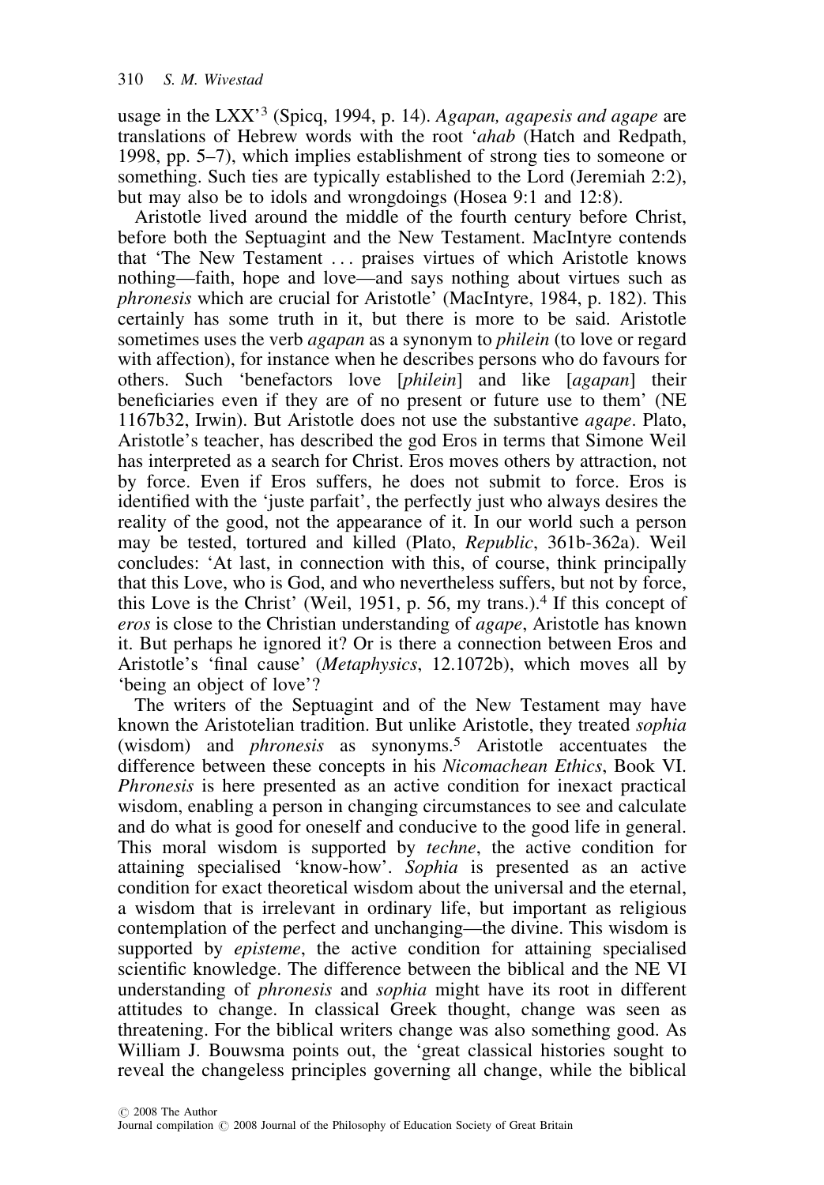usage in the LXX'[3] (Spicq, 1994, p. 14). *Agapan, agapesis and agape* are translations of Hebrew words with the root '*ahab* (Hatch and Redpath, 1998, pp. 5–7), which implies establishment of strong ties to someone or something. Such ties are typically established to the Lord (Jeremiah 2:2), but may also be to idols and wrongdoings (Hosea 9:1 and 12:8).

Aristotle lived around the middle of the fourth century before Christ, before both the Septuagint and the New Testament. MacIntyre contends that 'The New Testament . . . praises virtues of which Aristotle knows nothing—faith, hope and love—and says nothing about virtues such as *phronesis* which are crucial for Aristotle' (MacIntyre, 1984, p. 182). This certainly has some truth in it, but there is more to be said. Aristotle sometimes uses the verb *agapan* as a synonym to *philein* (to love or regard with affection), for instance when he describes persons who do favours for others. Such 'benefactors love [*philein*] and like [*agapan*] their beneficiaries even if they are of no present or future use to them' (NE 1167b32, Irwin). But Aristotle does not use the substantive *agape*. Plato, Aristotle's teacher, has described the god Eros in terms that Simone Weil has interpreted as a search for Christ. Eros moves others by attraction, not by force. Even if Eros suffers, he does not submit to force. Eros is identified with the 'juste parfait', the perfectly just who always desires the reality of the good, not the appearance of it. In our world such a person may be tested, tortured and killed (Plato, *Republic*, 361b-362a). Weil concludes: 'At last, in connection with this, of course, think principally that this Love, who is God, and who nevertheless suffers, but not by force, this Love is the Christ' (Weil, 1951, p. 56, my trans.).[4] If this concept of *eros* is close to the Christian understanding of *agape*, Aristotle has known it. But perhaps he ignored it? Or is there a connection between Eros and Aristotle's 'final cause' (*Metaphysics*, 12.1072b), which moves all by 'being an object of love'?

The writers of the Septuagint and of the New Testament may have known the Aristotelian tradition. But unlike Aristotle, they treated *sophia* (wisdom) and *phronesis* as synonyms.[5] Aristotle accentuates the difference between these concepts in his *Nicomachean Ethics*, Book VI. *Phronesis* is here presented as an active condition for inexact practical wisdom, enabling a person in changing circumstances to see and calculate and do what is good for oneself and conducive to the good life in general. This moral wisdom is supported by *techne*, the active condition for attaining specialised 'know-how'. *Sophia* is presented as an active condition for exact theoretical wisdom about the universal and the eternal, a wisdom that is irrelevant in ordinary life, but important as religious contemplation of the perfect and unchanging—the divine. This wisdom is supported by *episteme*, the active condition for attaining specialised scientific knowledge. The difference between the biblical and the NE VI understanding of *phronesis* and *sophia* might have its root in different attitudes to change. In classical Greek thought, change was seen as threatening. For the biblical writers change was also something good. As William J. Bouwsma points out, the 'great classical histories sought to reveal the changeless principles governing all change, while the biblical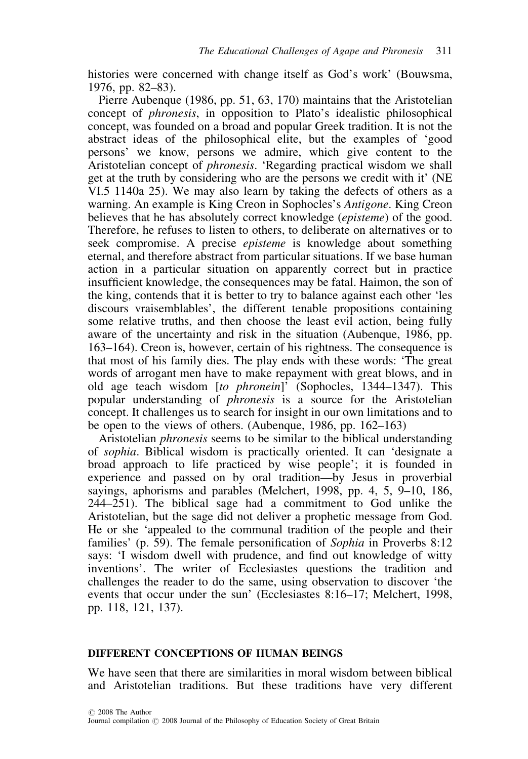histories were concerned with change itself as God's work' (Bouwsma, 1976, pp. 82–83).

Pierre Aubenque (1986, pp. 51, 63, 170) maintains that the Aristotelian concept of *phronesis*, in opposition to Plato's idealistic philosophical concept, was founded on a broad and popular Greek tradition. It is not the abstract ideas of the philosophical elite, but the examples of 'good persons' we know, persons we admire, which give content to the Aristotelian concept of *phronesis*. 'Regarding practical wisdom we shall get at the truth by considering who are the persons we credit with it' (NE VI.5 1140a 25). We may also learn by taking the defects of others as a warning. An example is King Creon in Sophocles's *Antigone*. King Creon believes that he has absolutely correct knowledge (*episteme*) of the good. Therefore, he refuses to listen to others, to deliberate on alternatives or to seek compromise. A precise *episteme* is knowledge about something eternal, and therefore abstract from particular situations. If we base human action in a particular situation on apparently correct but in practice insufficient knowledge, the consequences may be fatal. Haimon, the son of the king, contends that it is better to try to balance against each other 'les discours vraisemblables', the different tenable propositions containing some relative truths, and then choose the least evil action, being fully aware of the uncertainty and risk in the situation (Aubenque, 1986, pp. 163–164). Creon is, however, certain of his rightness. The consequence is that most of his family dies. The play ends with these words: 'The great words of arrogant men have to make repayment with great blows, and in old age teach wisdom [*to phronein*]' (Sophocles, 1344–1347). This popular understanding of *phronesis* is a source for the Aristotelian concept. It challenges us to search for insight in our own limitations and to be open to the views of others. (Aubenque, 1986, pp. 162–163)

Aristotelian *phronesis* seems to be similar to the biblical understanding of *sophia*. Biblical wisdom is practically oriented. It can 'designate a broad approach to life practiced by wise people'; it is founded in experience and passed on by oral tradition—by Jesus in proverbial sayings, aphorisms and parables (Melchert, 1998, pp. 4, 5, 9–10, 186, 244–251). The biblical sage had a commitment to God unlike the Aristotelian, but the sage did not deliver a prophetic message from God. He or she 'appealed to the communal tradition of the people and their families' (p. 59). The female personification of *Sophia* in Proverbs 8:12 says: 'I wisdom dwell with prudence, and find out knowledge of witty inventions'. The writer of Ecclesiastes questions the tradition and challenges the reader to do the same, using observation to discover 'the events that occur under the sun' (Ecclesiastes 8:16–17; Melchert, 1998, pp. 118, 121, 137).

## DIFFERENT CONCEPTIONS OF HUMAN BEINGS

We have seen that there are similarities in moral wisdom between biblical and Aristotelian traditions. But these traditions have very different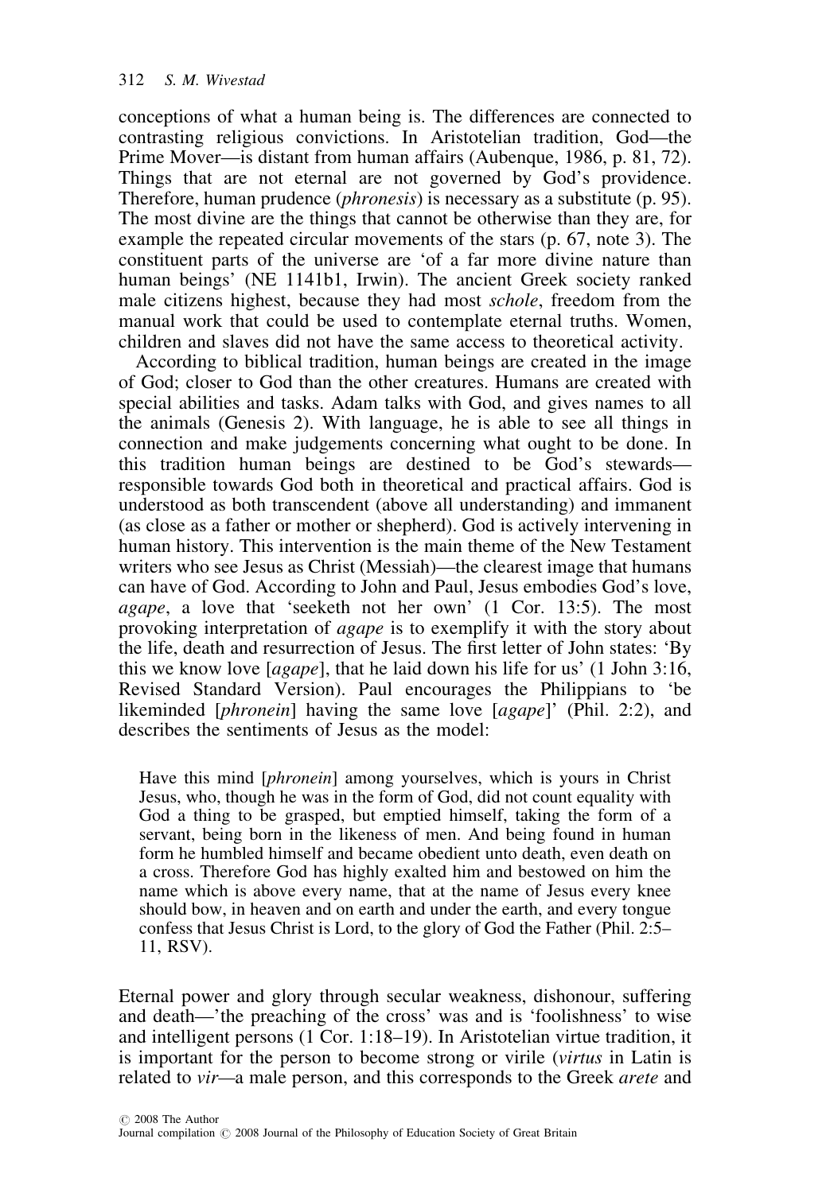conceptions of what a human being is. The differences are connected to contrasting religious convictions. In Aristotelian tradition, God—the Prime Mover—is distant from human affairs (Aubenque, 1986, p. 81, 72). Things that are not eternal are not governed by God's providence. Therefore, human prudence (*phronesis*) is necessary as a substitute (p. 95). The most divine are the things that cannot be otherwise than they are, for example the repeated circular movements of the stars (p. 67, note 3). The constituent parts of the universe are 'of a far more divine nature than human beings' (NE 1141b1, Irwin). The ancient Greek society ranked male citizens highest, because they had most *schole*, freedom from the manual work that could be used to contemplate eternal truths. Women, children and slaves did not have the same access to theoretical activity.

According to biblical tradition, human beings are created in the image of God; closer to God than the other creatures. Humans are created with special abilities and tasks. Adam talks with God, and gives names to all the animals (Genesis 2). With language, he is able to see all things in connection and make judgements concerning what ought to be done. In this tradition human beings are destined to be God's stewards—responsible towards God both in theoretical and practical affairs. God is understood as both transcendent (above all understanding) and immanent (as close as a father or mother or shepherd). God is actively intervening in human history. This intervention is the main theme of the New Testament writers who see Jesus as Christ (Messiah)—the clearest image that humans can have of God. According to John and Paul, Jesus embodies God's love, *agape*, a love that 'seeketh not her own' (1 Cor. 13:5). The most provoking interpretation of *agape* is to exemplify it with the story about the life, death and resurrection of Jesus. The first letter of John states: 'By this we know love [*agape*], that he laid down his life for us' (1 John 3:16, Revised Standard Version). Paul encourages the Philippians to 'be likeminded [*phronein*] having the same love [*agape*]' (Phil. 2:2), and describes the sentiments of Jesus as the model:

> Have this mind [*phronein*] among yourselves, which is yours in Christ Jesus, who, though he was in the form of God, did not count equality with God a thing to be grasped, but emptied himself, taking the form of a servant, being born in the likeness of men. And being found in human form he humbled himself and became obedient unto death, even death on a cross. Therefore God has highly exalted him and bestowed on him the name which is above every name, that at the name of Jesus every knee should bow, in heaven and on earth and under the earth, and every tongue confess that Jesus Christ is Lord, to the glory of God the Father (Phil. 2:5–11, RSV).

Eternal power and glory through secular weakness, dishonour, suffering and death—'the preaching of the cross' was and is 'foolishness' to wise and intelligent persons (1 Cor. 1:18–19). In Aristotelian virtue tradition, it is important for the person to become strong or virile (*virtus* in Latin is related to *vir*—a male person, and this corresponds to the Greek *arete* and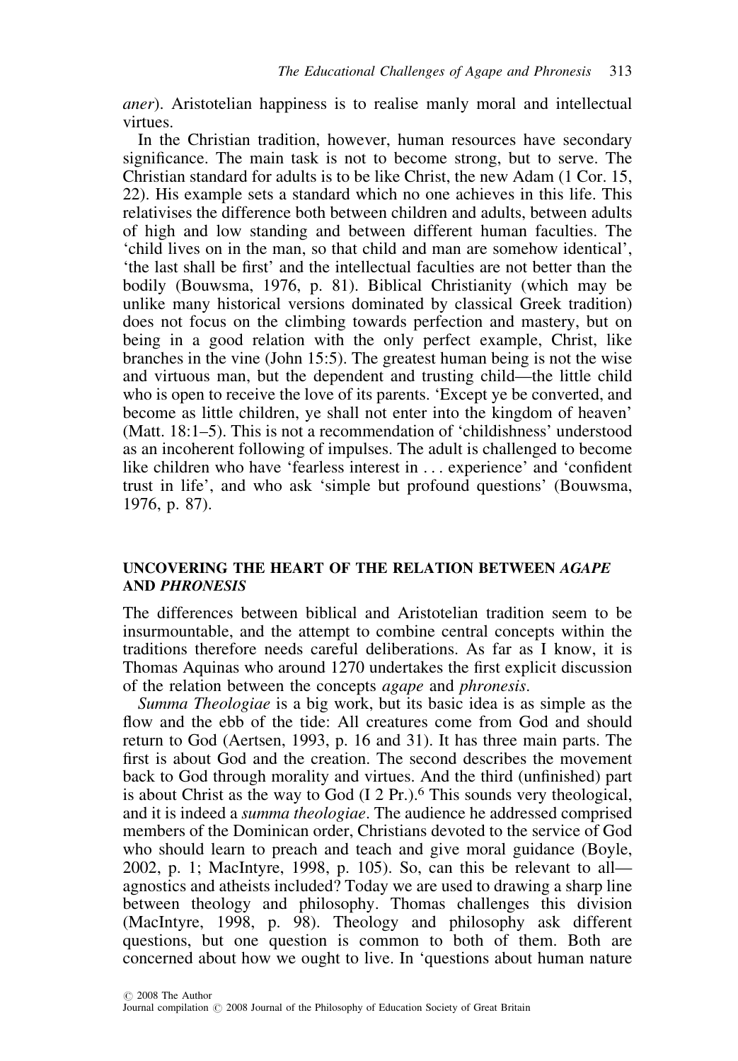*aner*). Aristotelian happiness is to realise manly moral and intellectual virtues.

In the Christian tradition, however, human resources have secondary significance. The main task is not to become strong, but to serve. The Christian standard for adults is to be like Christ, the new Adam (1 Cor. 15, 22). His example sets a standard which no one achieves in this life. This relativises the difference both between children and adults, between adults of high and low standing and between different human faculties. The 'child lives on in the man, so that child and man are somehow identical', 'the last shall be first' and the intellectual faculties are not better than the bodily (Bouwsma, 1976, p. 81). Biblical Christianity (which may be unlike many historical versions dominated by classical Greek tradition) does not focus on the climbing towards perfection and mastery, but on being in a good relation with the only perfect example, Christ, like branches in the vine (John 15:5). The greatest human being is not the wise and virtuous man, but the dependent and trusting child—the little child who is open to receive the love of its parents. 'Except ye be converted, and become as little children, ye shall not enter into the kingdom of heaven' (Matt. 18:1–5). This is not a recommendation of 'childishness' understood as an incoherent following of impulses. The adult is challenged to become like children who have 'fearless interest in . . . experience' and 'confident trust in life', and who ask 'simple but profound questions' (Bouwsma, 1976, p. 87).

## UNCOVERING THE HEART OF THE RELATION BETWEEN *AGAPE* AND *PHRONESIS*

The differences between biblical and Aristotelian tradition seem to be insurmountable, and the attempt to combine central concepts within the traditions therefore needs careful deliberations. As far as I know, it is Thomas Aquinas who around 1270 undertakes the first explicit discussion of the relation between the concepts *agape* and *phronesis*.

*Summa Theologiae* is a big work, but its basic idea is as simple as the flow and the ebb of the tide: All creatures come from God and should return to God (Aertsen, 1993, p. 16 and 31). It has three main parts. The first is about God and the creation. The second describes the movement back to God through morality and virtues. And the third (unfinished) part is about Christ as the way to God (I 2 Pr.).[6] This sounds very theological, and it is indeed a *summa theologiae*. The audience he addressed comprised members of the Dominican order, Christians devoted to the service of God who should learn to preach and teach and give moral guidance (Boyle, 2002, p. 1; MacIntyre, 1998, p. 105). So, can this be relevant to all—agnostics and atheists included? Today we are used to drawing a sharp line between theology and philosophy. Thomas challenges this division (MacIntyre, 1998, p. 98). Theology and philosophy ask different questions, but one question is common to both of them. Both are concerned about how we ought to live. In 'questions about human nature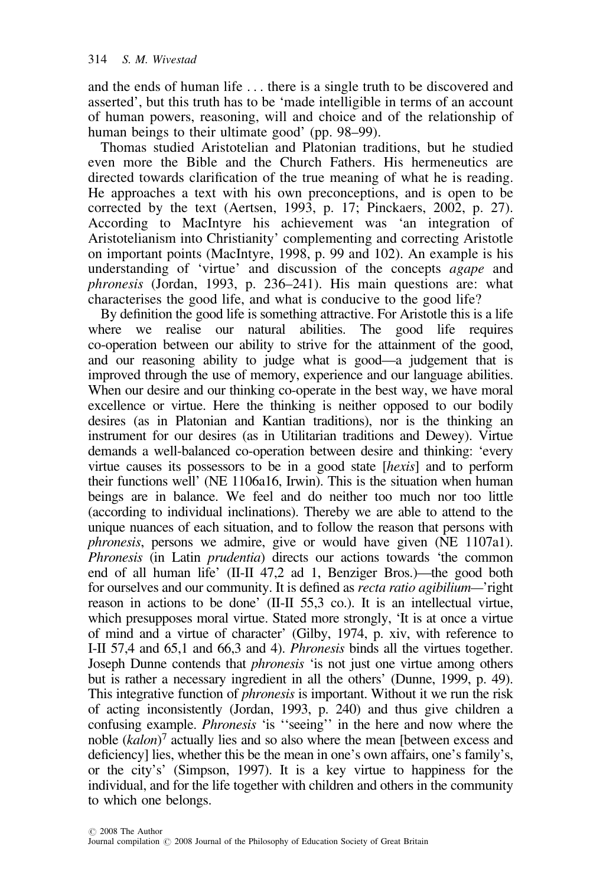and the ends of human life . . . there is a single truth to be discovered and asserted', but this truth has to be 'made intelligible in terms of an account of human powers, reasoning, will and choice and of the relationship of human beings to their ultimate good' (pp. 98–99).

Thomas studied Aristotelian and Platonian traditions, but he studied even more the Bible and the Church Fathers. His hermeneutics are directed towards clarification of the true meaning of what he is reading. He approaches a text with his own preconceptions, and is open to be corrected by the text (Aertsen, 1993, p. 17; Pinckaers, 2002, p. 27). According to MacIntyre his achievement was 'an integration of Aristotelianism into Christianity' complementing and correcting Aristotle on important points (MacIntyre, 1998, p. 99 and 102). An example is his understanding of 'virtue' and discussion of the concepts *agape* and *phronesis* (Jordan, 1993, p. 236–241). His main questions are: what characterises the good life, and what is conducive to the good life?

By definition the good life is something attractive. For Aristotle this is a life where we realise our natural abilities. The good life requires co-operation between our ability to strive for the attainment of the good, and our reasoning ability to judge what is good—a judgement that is improved through the use of memory, experience and our language abilities. When our desire and our thinking co-operate in the best way, we have moral excellence or virtue. Here the thinking is neither opposed to our bodily desires (as in Platonian and Kantian traditions), nor is the thinking an instrument for our desires (as in Utilitarian traditions and Dewey). Virtue demands a well-balanced co-operation between desire and thinking: 'every virtue causes its possessors to be in a good state [*hexis*] and to perform their functions well' (NE 1106a16, Irwin). This is the situation when human beings are in balance. We feel and do neither too much nor too little (according to individual inclinations). Thereby we are able to attend to the unique nuances of each situation, and to follow the reason that persons with *phronesis*, persons we admire, give or would have given (NE 1107a1). *Phronesis* (in Latin *prudentia*) directs our actions towards 'the common end of all human life' (II-II 47,2 ad 1, Benziger Bros.)—the good both for ourselves and our community. It is defined as *recta ratio agibilium*—'right reason in actions to be done' (II-II 55,3 co.). It is an intellectual virtue, which presupposes moral virtue. Stated more strongly, 'It is at once a virtue of mind and a virtue of character' (Gilby, 1974, p. xiv, with reference to I-II 57,4 and 65,1 and 66,3 and 4). *Phronesis* binds all the virtues together. Joseph Dunne contends that *phronesis* 'is not just one virtue among others but is rather a necessary ingredient in all the others' (Dunne, 1999, p. 49). This integrative function of *phronesis* is important. Without it we run the risk of acting inconsistently (Jordan, 1993, p. 240) and thus give children a confusing example. *Phronesis* 'is ''seeing'' in the here and now where the noble (*kalon*)[7] actually lies and so also where the mean [between excess and deficiency] lies, whether this be the mean in one's own affairs, one's family's, or the city's' (Simpson, 1997). It is a key virtue to happiness for the individual, and for the life together with children and others in the community to which one belongs.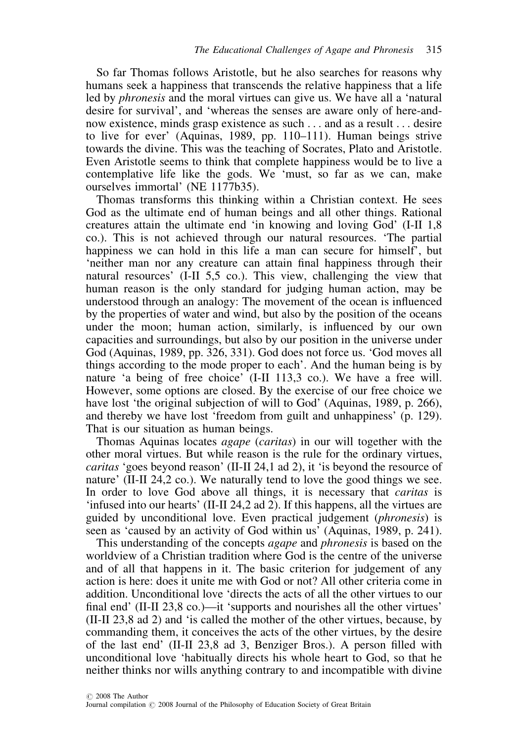So far Thomas follows Aristotle, but he also searches for reasons why humans seek a happiness that transcends the relative happiness that a life led by *phronesis* and the moral virtues can give us. We have all a 'natural desire for survival', and 'whereas the senses are aware only of here-and-now existence, minds grasp existence as such . . . and as a result . . . desire to live for ever' (Aquinas, 1989, pp. 110–111). Human beings strive towards the divine. This was the teaching of Socrates, Plato and Aristotle. Even Aristotle seems to think that complete happiness would be to live a contemplative life like the gods. We 'must, so far as we can, make ourselves immortal' (NE 1177b35).

Thomas transforms this thinking within a Christian context. He sees God as the ultimate end of human beings and all other things. Rational creatures attain the ultimate end 'in knowing and loving God' (I-II 1,8 co.). This is not achieved through our natural resources. 'The partial happiness we can hold in this life a man can secure for himself', but 'neither man nor any creature can attain final happiness through their natural resources' (I-II 5,5 co.). This view, challenging the view that human reason is the only standard for judging human action, may be understood through an analogy: The movement of the ocean is influenced by the properties of water and wind, but also by the position of the oceans under the moon; human action, similarly, is influenced by our own capacities and surroundings, but also by our position in the universe under God (Aquinas, 1989, pp. 326, 331). God does not force us. 'God moves all things according to the mode proper to each'. And the human being is by nature 'a being of free choice' (I-II 113,3 co.). We have a free will. However, some options are closed. By the exercise of our free choice we have lost 'the original subjection of will to God' (Aquinas, 1989, p. 266), and thereby we have lost 'freedom from guilt and unhappiness' (p. 129). That is our situation as human beings.

Thomas Aquinas locates *agape* (*caritas*) in our will together with the other moral virtues. But while reason is the rule for the ordinary virtues, *caritas* 'goes beyond reason' (II-II 24,1 ad 2), it 'is beyond the resource of nature' (II-II 24,2 co.). We naturally tend to love the good things we see. In order to love God above all things, it is necessary that *caritas* is 'infused into our hearts' (II-II 24,2 ad 2). If this happens, all the virtues are guided by unconditional love. Even practical judgement (*phronesis*) is seen as 'caused by an activity of God within us' (Aquinas, 1989, p. 241).

This understanding of the concepts *agape* and *phronesis* is based on the worldview of a Christian tradition where God is the centre of the universe and of all that happens in it. The basic criterion for judgement of any action is here: does it unite me with God or not? All other criteria come in addition. Unconditional love 'directs the acts of all the other virtues to our final end' (II-II 23,8 co.)—it 'supports and nourishes all the other virtues' (II-II 23,8 ad 2) and 'is called the mother of the other virtues, because, by commanding them, it conceives the acts of the other virtues, by the desire of the last end' (II-II 23,8 ad 3, Benziger Bros.). A person filled with unconditional love 'habitually directs his whole heart to God, so that he neither thinks nor wills anything contrary to and incompatible with divine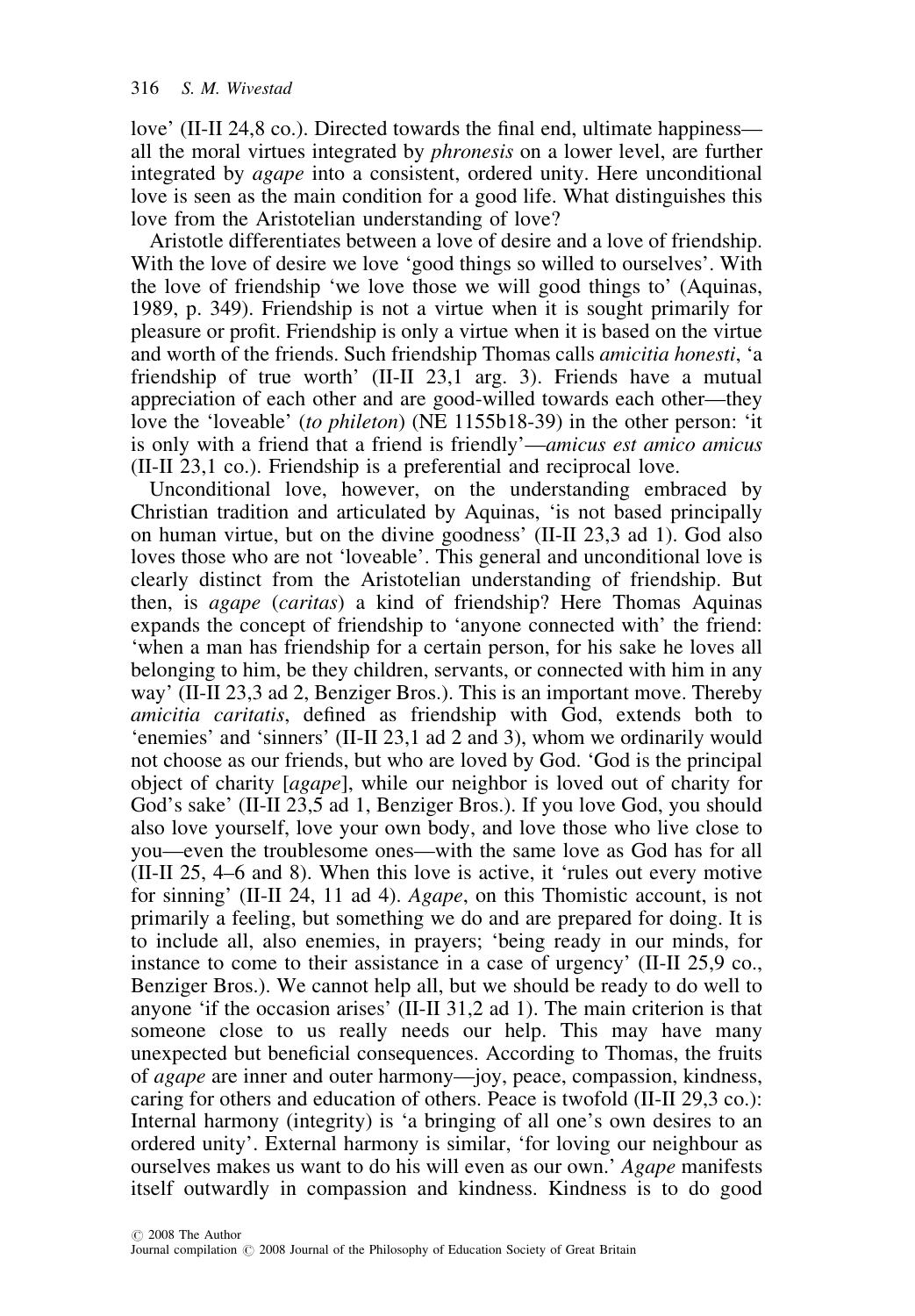love' (II-II 24,8 co.). Directed towards the final end, ultimate happiness—all the moral virtues integrated by *phronesis* on a lower level, are further integrated by *agape* into a consistent, ordered unity. Here unconditional love is seen as the main condition for a good life. What distinguishes this love from the Aristotelian understanding of love?

Aristotle differentiates between a love of desire and a love of friendship. With the love of desire we love 'good things so willed to ourselves'. With the love of friendship 'we love those we will good things to' (Aquinas, 1989, p. 349). Friendship is not a virtue when it is sought primarily for pleasure or profit. Friendship is only a virtue when it is based on the virtue and worth of the friends. Such friendship Thomas calls *amicitia honesti*, 'a friendship of true worth' (II-II 23,1 arg. 3). Friends have a mutual appreciation of each other and are good-willed towards each other—they love the 'loveable' (*to phileton*) (NE 1155b18-39) in the other person: 'it is only with a friend that a friend is friendly'—*amicus est amico amicus* (II-II 23,1 co.). Friendship is a preferential and reciprocal love.

Unconditional love, however, on the understanding embraced by Christian tradition and articulated by Aquinas, 'is not based principally on human virtue, but on the divine goodness' (II-II 23,3 ad 1). God also loves those who are not 'loveable'. This general and unconditional love is clearly distinct from the Aristotelian understanding of friendship. But then, is *agape* (*caritas*) a kind of friendship? Here Thomas Aquinas expands the concept of friendship to 'anyone connected with' the friend: 'when a man has friendship for a certain person, for his sake he loves all belonging to him, be they children, servants, or connected with him in any way' (II-II 23,3 ad 2, Benziger Bros.). This is an important move. Thereby *amicitia caritatis*, defined as friendship with God, extends both to 'enemies' and 'sinners' (II-II 23,1 ad 2 and 3), whom we ordinarily would not choose as our friends, but who are loved by God. 'God is the principal object of charity [*agape*], while our neighbor is loved out of charity for God's sake' (II-II 23,5 ad 1, Benziger Bros.). If you love God, you should also love yourself, love your own body, and love those who live close to you—even the troublesome ones—with the same love as God has for all (II-II 25, 4–6 and 8). When this love is active, it 'rules out every motive for sinning' (II-II 24, 11 ad 4). *Agape*, on this Thomistic account, is not primarily a feeling, but something we do and are prepared for doing. It is to include all, also enemies, in prayers; 'being ready in our minds, for instance to come to their assistance in a case of urgency' (II-II 25,9 co., Benziger Bros.). We cannot help all, but we should be ready to do well to anyone 'if the occasion arises' (II-II 31,2 ad 1). The main criterion is that someone close to us really needs our help. This may have many unexpected but beneficial consequences. According to Thomas, the fruits of *agape* are inner and outer harmony—joy, peace, compassion, kindness, caring for others and education of others. Peace is twofold (II-II 29,3 co.): Internal harmony (integrity) is 'a bringing of all one's own desires to an ordered unity'. External harmony is similar, 'for loving our neighbour as ourselves makes us want to do his will even as our own.' *Agape* manifests itself outwardly in compassion and kindness. Kindness is to do good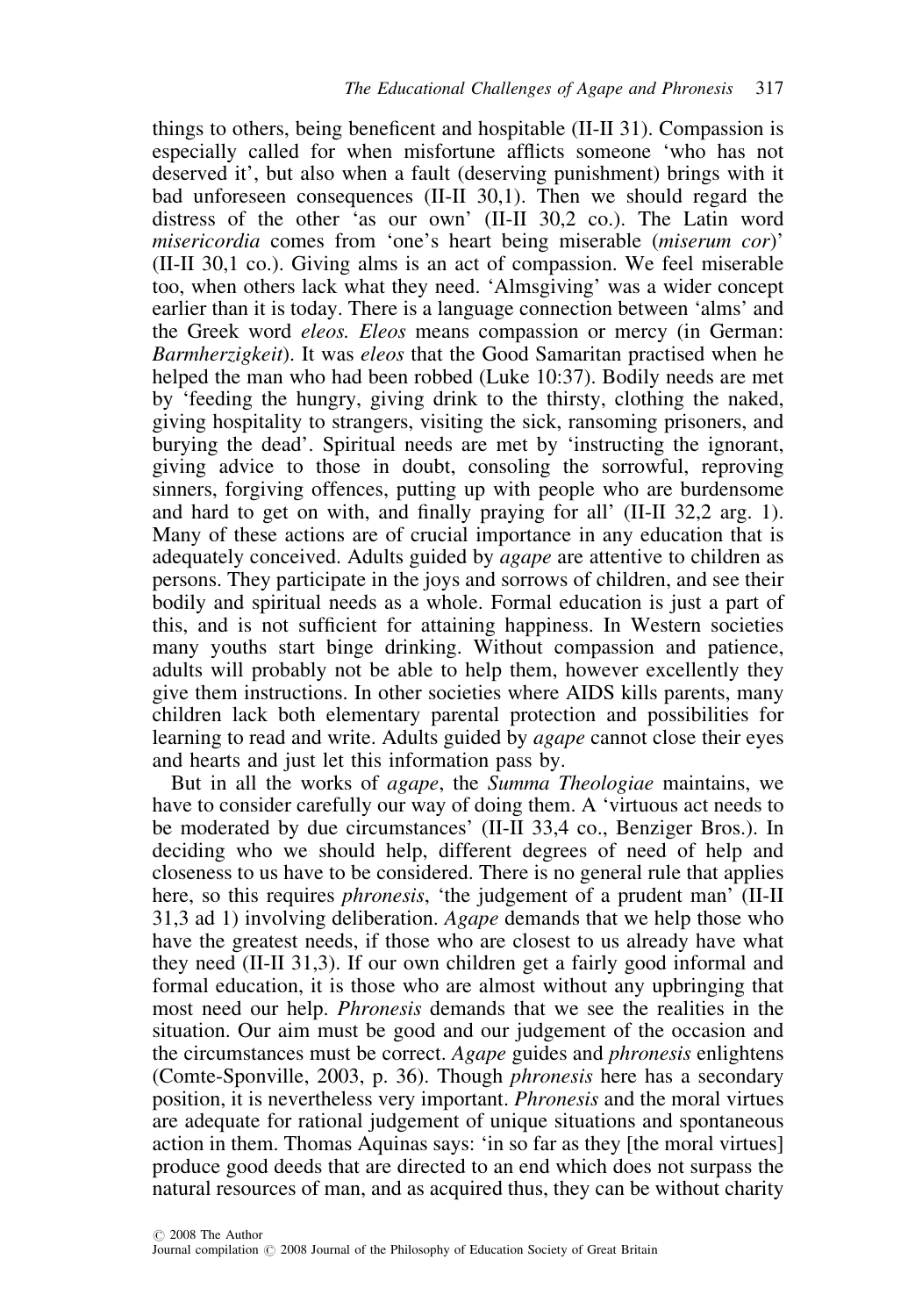things to others, being beneficent and hospitable (II-II 31). Compassion is especially called for when misfortune afflicts someone 'who has not deserved it', but also when a fault (deserving punishment) brings with it bad unforeseen consequences (II-II 30,1). Then we should regard the distress of the other 'as our own' (II-II 30,2 co.). The Latin word *misericordia* comes from 'one's heart being miserable (*miserum cor*)' (II-II 30,1 co.). Giving alms is an act of compassion. We feel miserable too, when others lack what they need. 'Almsgiving' was a wider concept earlier than it is today. There is a language connection between 'alms' and the Greek word *eleos. Eleos* means compassion or mercy (in German: *Barmherzigkeit*). It was *eleos* that the Good Samaritan practised when he helped the man who had been robbed (Luke 10:37). Bodily needs are met by 'feeding the hungry, giving drink to the thirsty, clothing the naked, giving hospitality to strangers, visiting the sick, ransoming prisoners, and burying the dead'. Spiritual needs are met by 'instructing the ignorant, giving advice to those in doubt, consoling the sorrowful, reproving sinners, forgiving offences, putting up with people who are burdensome and hard to get on with, and finally praying for all' (II-II 32,2 arg. 1). Many of these actions are of crucial importance in any education that is adequately conceived. Adults guided by *agape* are attentive to children as persons. They participate in the joys and sorrows of children, and see their bodily and spiritual needs as a whole. Formal education is just a part of this, and is not sufficient for attaining happiness. In Western societies many youths start binge drinking. Without compassion and patience, adults will probably not be able to help them, however excellently they give them instructions. In other societies where AIDS kills parents, many children lack both elementary parental protection and possibilities for learning to read and write. Adults guided by *agape* cannot close their eyes and hearts and just let this information pass by.

But in all the works of *agape*, the *Summa Theologiae* maintains, we have to consider carefully our way of doing them. A 'virtuous act needs to be moderated by due circumstances' (II-II 33,4 co., Benziger Bros.). In deciding who we should help, different degrees of need of help and closeness to us have to be considered. There is no general rule that applies here, so this requires *phronesis*, 'the judgement of a prudent man' (II-II 31,3 ad 1) involving deliberation. *Agape* demands that we help those who have the greatest needs, if those who are closest to us already have what they need (II-II 31,3). If our own children get a fairly good informal and formal education, it is those who are almost without any upbringing that most need our help. *Phronesis* demands that we see the realities in the situation. Our aim must be good and our judgement of the occasion and the circumstances must be correct. *Agape* guides and *phronesis* enlightens (Comte-Sponville, 2003, p. 36). Though *phronesis* here has a secondary position, it is nevertheless very important. *Phronesis* and the moral virtues are adequate for rational judgement of unique situations and spontaneous action in them. Thomas Aquinas says: 'in so far as they [the moral virtues] produce good deeds that are directed to an end which does not surpass the natural resources of man, and as acquired thus, they can be without charity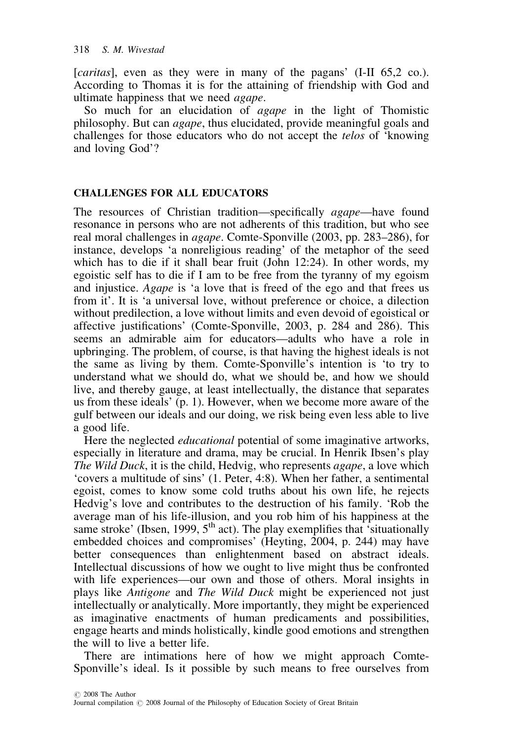[*caritas*], even as they were in many of the pagans' (I-II 65,2 co.). According to Thomas it is for the attaining of friendship with God and ultimate happiness that we need *agape*.

So much for an elucidation of *agape* in the light of Thomistic philosophy. But can *agape*, thus elucidated, provide meaningful goals and challenges for those educators who do not accept the *telos* of 'knowing and loving God'?

## CHALLENGES FOR ALL EDUCATORS

The resources of Christian tradition—specifically *agape*—have found resonance in persons who are not adherents of this tradition, but who see real moral challenges in *agape*. Comte-Sponville (2003, pp. 283–286), for instance, develops 'a nonreligious reading' of the metaphor of the seed which has to die if it shall bear fruit (John 12:24). In other words, my egoistic self has to die if I am to be free from the tyranny of my egoism and injustice. *Agape* is 'a love that is freed of the ego and that frees us from it'. It is 'a universal love, without preference or choice, a dilection without predilection, a love without limits and even devoid of egoistical or affective justifications' (Comte-Sponville, 2003, p. 284 and 286). This seems an admirable aim for educators—adults who have a role in upbringing. The problem, of course, is that having the highest ideals is not the same as living by them. Comte-Sponville's intention is 'to try to understand what we should do, what we should be, and how we should live, and thereby gauge, at least intellectually, the distance that separates us from these ideals' (p. 1). However, when we become more aware of the gulf between our ideals and our doing, we risk being even less able to live a good life.

Here the neglected *educational* potential of some imaginative artworks, especially in literature and drama, may be crucial. In Henrik Ibsen's play *The Wild Duck*, it is the child, Hedvig, who represents *agape*, a love which 'covers a multitude of sins' (1. Peter, 4:8). When her father, a sentimental egoist, comes to know some cold truths about his own life, he rejects Hedvig's love and contributes to the destruction of his family. 'Rob the average man of his life-illusion, and you rob him of his happiness at the same stroke' (Ibsen, 1999, 5th act). The play exemplifies that 'situationally embedded choices and compromises' (Heyting, 2004, p. 244) may have better consequences than enlightenment based on abstract ideals. Intellectual discussions of how we ought to live might thus be confronted with life experiences—our own and those of others. Moral insights in plays like *Antigone* and *The Wild Duck* might be experienced not just intellectually or analytically. More importantly, they might be experienced as imaginative enactments of human predicaments and possibilities, engage hearts and minds holistically, kindle good emotions and strengthen the will to live a better life.

There are intimations here of how we might approach Comte-Sponville's ideal. Is it possible by such means to free ourselves from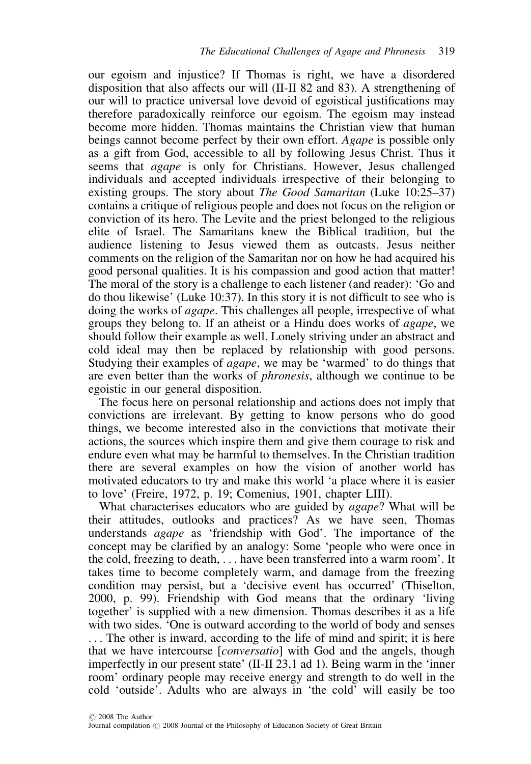our egoism and injustice? If Thomas is right, we have a disordered disposition that also affects our will (II-II 82 and 83). A strengthening of our will to practice universal love devoid of egoistical justifications may therefore paradoxically reinforce our egoism. The egoism may instead become more hidden. Thomas maintains the Christian view that human beings cannot become perfect by their own effort. *Agape* is possible only as a gift from God, accessible to all by following Jesus Christ. Thus it seems that *agape* is only for Christians. However, Jesus challenged individuals and accepted individuals irrespective of their belonging to existing groups. The story about *The Good Samaritan* (Luke 10:25–37) contains a critique of religious people and does not focus on the religion or conviction of its hero. The Levite and the priest belonged to the religious elite of Israel. The Samaritans knew the Biblical tradition, but the audience listening to Jesus viewed them as outcasts. Jesus neither comments on the religion of the Samaritan nor on how he had acquired his good personal qualities. It is his compassion and good action that matter! The moral of the story is a challenge to each listener (and reader): 'Go and do thou likewise' (Luke 10:37). In this story it is not difficult to see who is doing the works of *agape*. This challenges all people, irrespective of what groups they belong to. If an atheist or a Hindu does works of *agape*, we should follow their example as well. Lonely striving under an abstract and cold ideal may then be replaced by relationship with good persons. Studying their examples of *agape*, we may be 'warmed' to do things that are even better than the works of *phronesis*, although we continue to be egoistic in our general disposition.

The focus here on personal relationship and actions does not imply that convictions are irrelevant. By getting to know persons who do good things, we become interested also in the convictions that motivate their actions, the sources which inspire them and give them courage to risk and endure even what may be harmful to themselves. In the Christian tradition there are several examples on how the vision of another world has motivated educators to try and make this world 'a place where it is easier to love' (Freire, 1972, p. 19; Comenius, 1901, chapter LIII).

What characterises educators who are guided by *agape*? What will be their attitudes, outlooks and practices? As we have seen, Thomas understands *agape* as 'friendship with God'. The importance of the concept may be clarified by an analogy: Some 'people who were once in the cold, freezing to death, . . . have been transferred into a warm room'. It takes time to become completely warm, and damage from the freezing condition may persist, but a 'decisive event has occurred' (Thiselton, 2000, p. 99). Friendship with God means that the ordinary 'living together' is supplied with a new dimension. Thomas describes it as a life with two sides. 'One is outward according to the world of body and senses . . . The other is inward, according to the life of mind and spirit; it is here that we have intercourse [*conversatio*] with God and the angels, though imperfectly in our present state' (II-II 23,1 ad 1). Being warm in the 'inner room' ordinary people may receive energy and strength to do well in the cold 'outside'. Adults who are always in 'the cold' will easily be too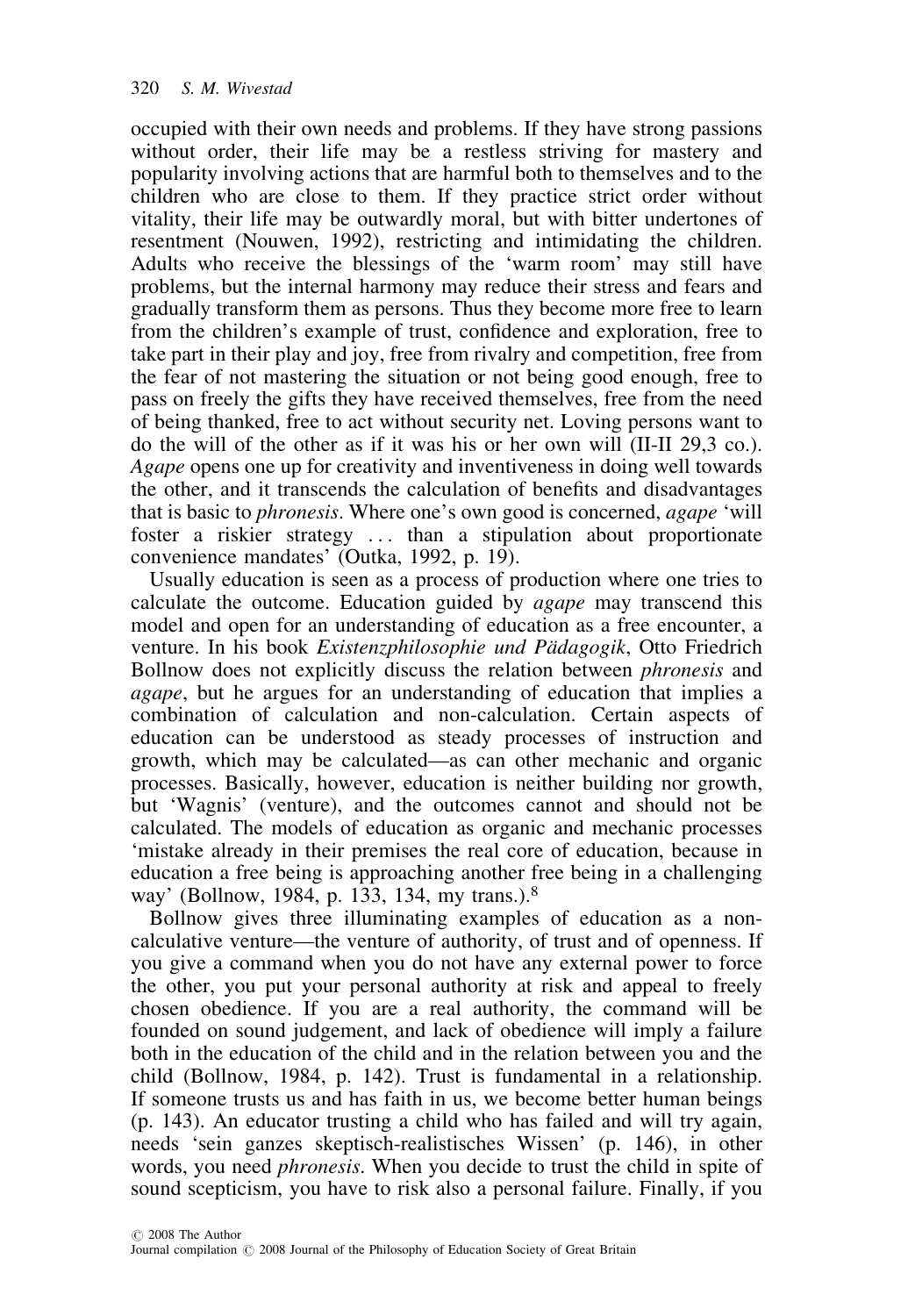occupied with their own needs and problems. If they have strong passions without order, their life may be a restless striving for mastery and popularity involving actions that are harmful both to themselves and to the children who are close to them. If they practice strict order without vitality, their life may be outwardly moral, but with bitter undertones of resentment (Nouwen, 1992), restricting and intimidating the children. Adults who receive the blessings of the 'warm room' may still have problems, but the internal harmony may reduce their stress and fears and gradually transform them as persons. Thus they become more free to learn from the children's example of trust, confidence and exploration, free to take part in their play and joy, free from rivalry and competition, free from the fear of not mastering the situation or not being good enough, free to pass on freely the gifts they have received themselves, free from the need of being thanked, free to act without security net. Loving persons want to do the will of the other as if it was his or her own will (II-II 29,3 co.). *Agape* opens one up for creativity and inventiveness in doing well towards the other, and it transcends the calculation of benefits and disadvantages that is basic to *phronesis*. Where one's own good is concerned, *agape* 'will foster a riskier strategy ... than a stipulation about proportionate convenience mandates' (Outka, 1992, p. 19).

Usually education is seen as a process of production where one tries to calculate the outcome. Education guided by *agape* may transcend this model and open for an understanding of education as a free encounter, a venture. In his book *Existenzphilosophie und Pädagogik*, Otto Friedrich Bollnow does not explicitly discuss the relation between *phronesis* and *agape*, but he argues for an understanding of education that implies a combination of calculation and non-calculation. Certain aspects of education can be understood as steady processes of instruction and growth, which may be calculated—as can other mechanic and organic processes. Basically, however, education is neither building nor growth, but 'Wagnis' (venture), and the outcomes cannot and should not be calculated. The models of education as organic and mechanic processes 'mistake already in their premises the real core of education, because in education a free being is approaching another free being in a challenging way' (Bollnow, 1984, p. 133, 134, my trans.).[8]

Bollnow gives three illuminating examples of education as a non-calculative venture—the venture of authority, of trust and of openness. If you give a command when you do not have any external power to force the other, you put your personal authority at risk and appeal to freely chosen obedience. If you are a real authority, the command will be founded on sound judgement, and lack of obedience will imply a failure both in the education of the child and in the relation between you and the child (Bollnow, 1984, p. 142). Trust is fundamental in a relationship. If someone trusts us and has faith in us, we become better human beings (p. 143). An educator trusting a child who has failed and will try again, needs 'sein ganzes skeptisch-realistisches Wissen' (p. 146), in other words, you need *phronesis*. When you decide to trust the child in spite of sound scepticism, you have to risk also a personal failure. Finally, if you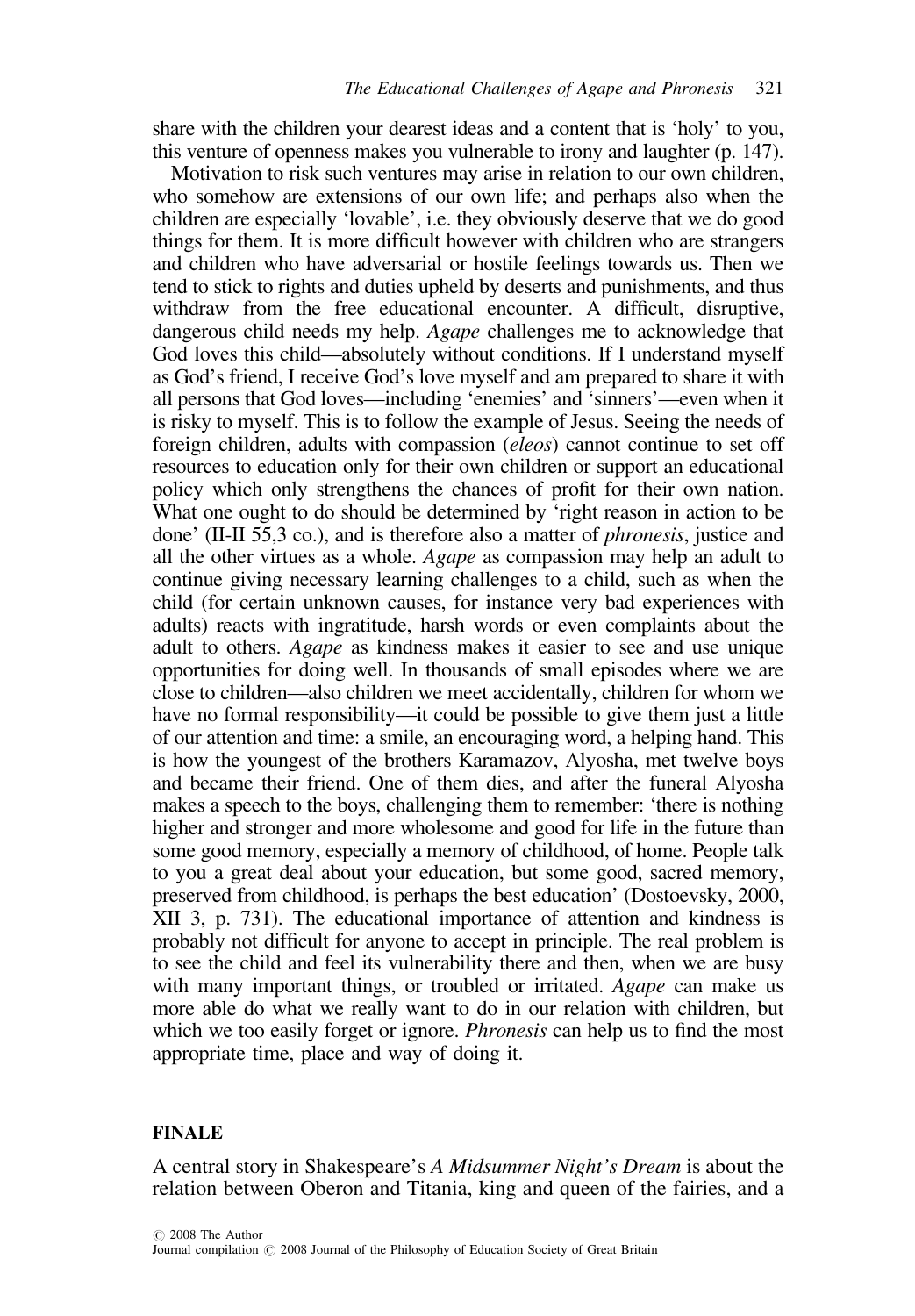share with the children your dearest ideas and a content that is 'holy' to you, this venture of openness makes you vulnerable to irony and laughter (p. 147).

Motivation to risk such ventures may arise in relation to our own children, who somehow are extensions of our own life; and perhaps also when the children are especially 'lovable', i.e. they obviously deserve that we do good things for them. It is more difficult however with children who are strangers and children who have adversarial or hostile feelings towards us. Then we tend to stick to rights and duties upheld by deserts and punishments, and thus withdraw from the free educational encounter. A difficult, disruptive, dangerous child needs my help. *Agape* challenges me to acknowledge that God loves this child—absolutely without conditions. If I understand myself as God's friend, I receive God's love myself and am prepared to share it with all persons that God loves—including 'enemies' and 'sinners'—even when it is risky to myself. This is to follow the example of Jesus. Seeing the needs of foreign children, adults with compassion (*eleos*) cannot continue to set off resources to education only for their own children or support an educational policy which only strengthens the chances of profit for their own nation. What one ought to do should be determined by 'right reason in action to be done' (II-II 55,3 co.), and is therefore also a matter of *phronesis*, justice and all the other virtues as a whole. *Agape* as compassion may help an adult to continue giving necessary learning challenges to a child, such as when the child (for certain unknown causes, for instance very bad experiences with adults) reacts with ingratitude, harsh words or even complaints about the adult to others. *Agape* as kindness makes it easier to see and use unique opportunities for doing well. In thousands of small episodes where we are close to children—also children we meet accidentally, children for whom we have no formal responsibility—it could be possible to give them just a little of our attention and time: a smile, an encouraging word, a helping hand. This is how the youngest of the brothers Karamazov, Alyosha, met twelve boys and became their friend. One of them dies, and after the funeral Alyosha makes a speech to the boys, challenging them to remember: 'there is nothing higher and stronger and more wholesome and good for life in the future than some good memory, especially a memory of childhood, of home. People talk to you a great deal about your education, but some good, sacred memory, preserved from childhood, is perhaps the best education' (Dostoevsky, 2000, XII 3, p. 731). The educational importance of attention and kindness is probably not difficult for anyone to accept in principle. The real problem is to see the child and feel its vulnerability there and then, when we are busy with many important things, or troubled or irritated. *Agape* can make us more able do what we really want to do in our relation with children, but which we too easily forget or ignore. *Phronesis* can help us to find the most appropriate time, place and way of doing it.

## FINALE

A central story in Shakespeare's *A Midsummer Night's Dream* is about the relation between Oberon and Titania, king and queen of the fairies, and a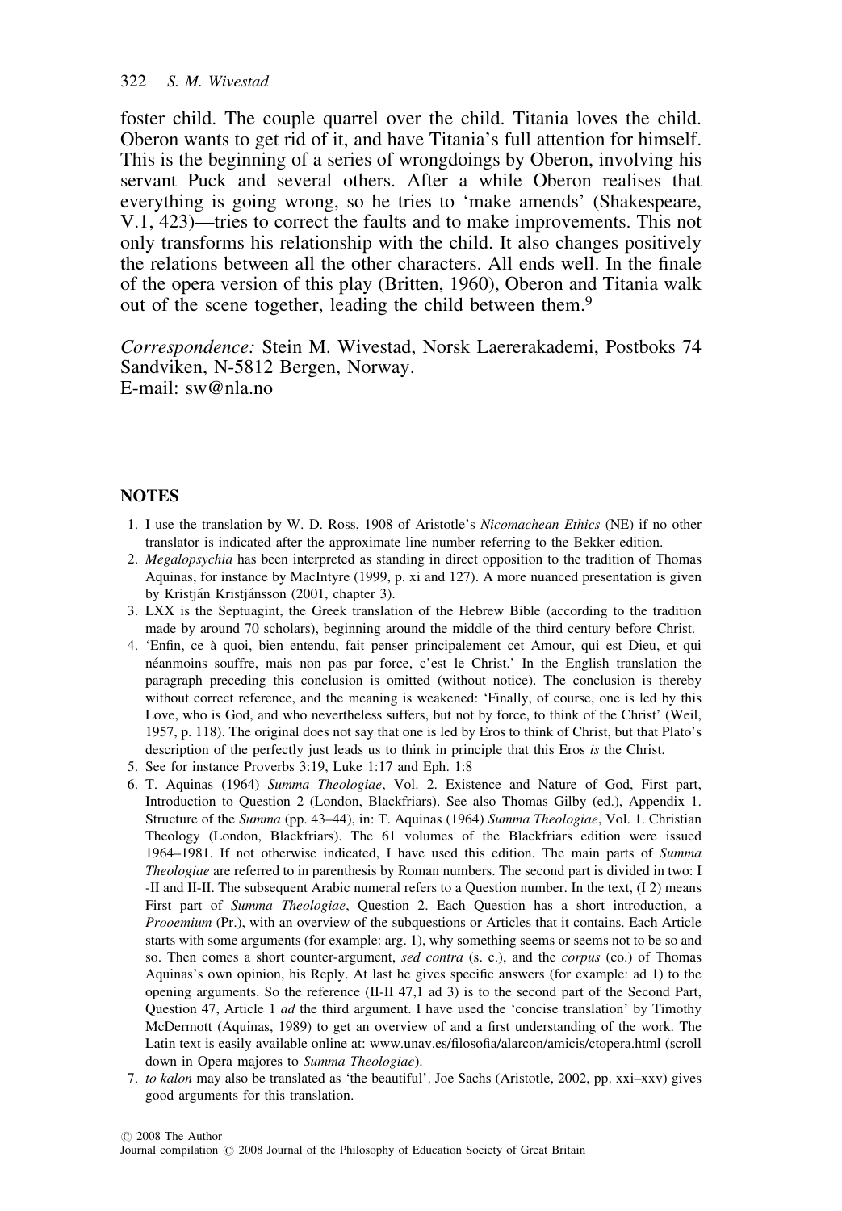foster child. The couple quarrel over the child. Titania loves the child. Oberon wants to get rid of it, and have Titania's full attention for himself. This is the beginning of a series of wrongdoings by Oberon, involving his servant Puck and several others. After a while Oberon realises that everything is going wrong, so he tries to 'make amends' (Shakespeare, V.1, 423)—tries to correct the faults and to make improvements. This not only transforms his relationship with the child. It also changes positively the relations between all the other characters. All ends well. In the finale of the opera version of this play (Britten, 1960), Oberon and Titania walk out of the scene together, leading the child between them.[9]

*Correspondence:* Stein M. Wivestad, Norsk Laererakademi, Postboks 74 Sandviken, N-5812 Bergen, Norway.
E-mail: sw@nla.no

## NOTES

1. I use the translation by W. D. Ross, 1908 of Aristotle's *Nicomachean Ethics* (NE) if no other translator is indicated after the approximate line number referring to the Bekker edition.
2. *Megalopsychia* has been interpreted as standing in direct opposition to the tradition of Thomas Aquinas, for instance by MacIntyre (1999, p. xi and 127). A more nuanced presentation is given by Kristján Kristjánsson (2001, chapter 3).
3. LXX is the Septuagint, the Greek translation of the Hebrew Bible (according to the tradition made by around 70 scholars), beginning around the middle of the third century before Christ.
4. 'Enfin, ce à quoi, bien entendu, fait penser principalement cet Amour, qui est Dieu, et qui néanmoins souffre, mais non pas par force, c'est le Christ.' In the English translation the paragraph preceding this conclusion is omitted (without notice). The conclusion is thereby without correct reference, and the meaning is weakened: 'Finally, of course, one is led by this Love, who is God, and who nevertheless suffers, but not by force, to think of the Christ' (Weil, 1957, p. 118). The original does not say that one is led by Eros to think of Christ, but that Plato's description of the perfectly just leads us to think in principle that this Eros *is* the Christ.
5. See for instance Proverbs 3:19, Luke 1:17 and Eph. 1:8
6. T. Aquinas (1964) *Summa Theologiae*, Vol. 2. Existence and Nature of God, First part, Introduction to Question 2 (London, Blackfriars). See also Thomas Gilby (ed.), Appendix 1. Structure of the *Summa* (pp. 43–44), in: T. Aquinas (1964) *Summa Theologiae*, Vol. 1. Christian Theology (London, Blackfriars). The 61 volumes of the Blackfriars edition were issued 1964–1981. If not otherwise indicated, I have used this edition. The main parts of *Summa Theologiae* are referred to in parenthesis by Roman numbers. The second part is divided in two: I -II and II-II. The subsequent Arabic numeral refers to a Question number. In the text, (I 2) means First part of *Summa Theologiae*, Question 2. Each Question has a short introduction, a *Prooemium* (Pr.), with an overview of the subquestions or Articles that it contains. Each Article starts with some arguments (for example: arg. 1), why something seems or seems not to be so and so. Then comes a short counter-argument, *sed contra* (s. c.), and the *corpus* (co.) of Thomas Aquinas's own opinion, his Reply. At last he gives specific answers (for example: ad 1) to the opening arguments. So the reference (II-II 47,1 ad 3) is to the second part of the Second Part, Question 47, Article 1 *ad* the third argument. I have used the 'concise translation' by Timothy McDermott (Aquinas, 1989) to get an overview of and a first understanding of the work. The Latin text is easily available online at: www.unav.es/filosofia/alarcon/amicis/ctopera.html (scroll down in Opera majores to *Summa Theologiae*).
7. *to kalon* may also be translated as 'the beautiful'. Joe Sachs (Aristotle, 2002, pp. xxi–xxv) gives good arguments for this translation.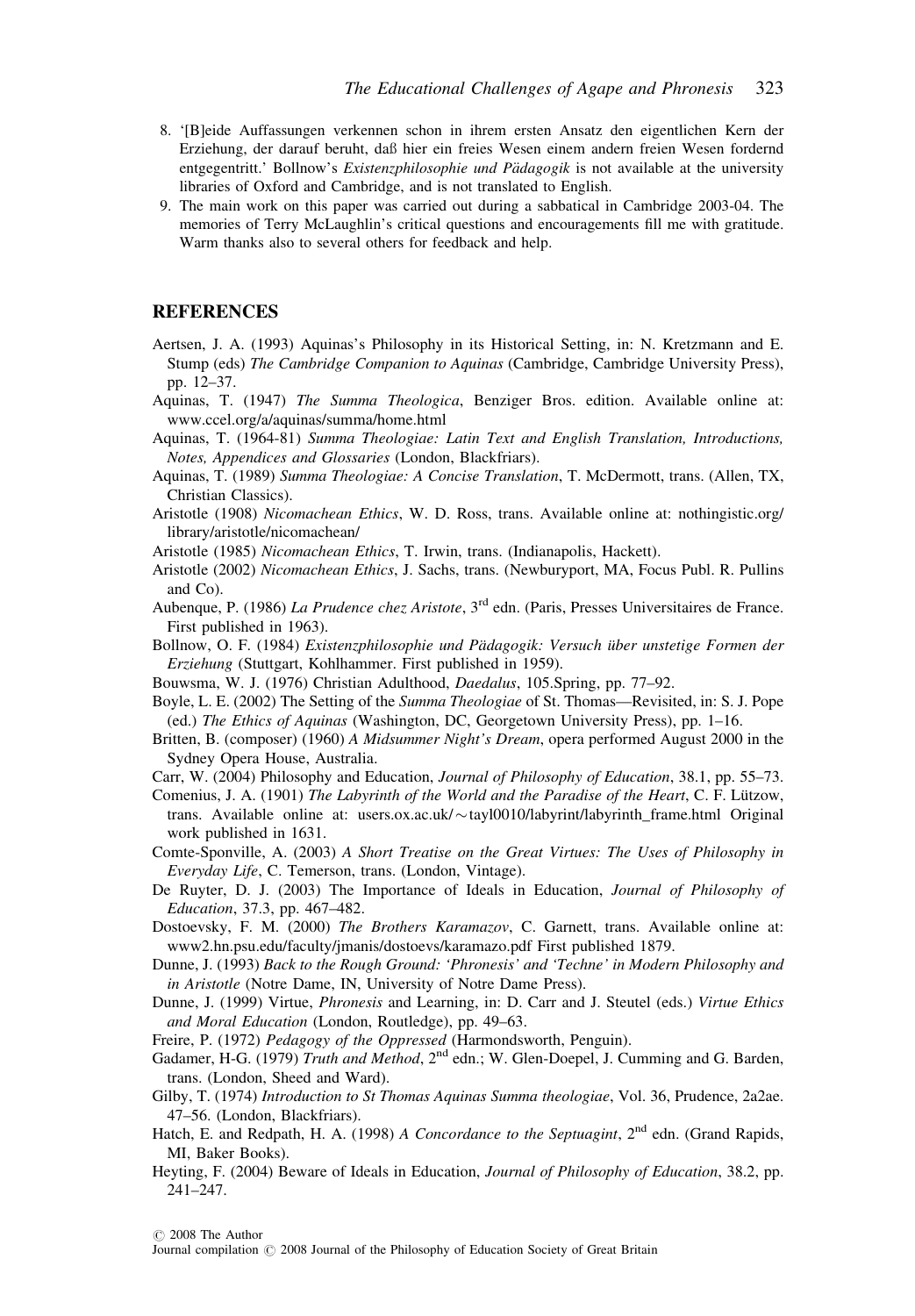8. '[B]eide Auffassungen verkennen schon in ihrem ersten Ansatz den eigentlichen Kern der Erziehung, der darauf beruht, daß hier ein freies Wesen einem andern freien Wesen fordernd entgegentritt.' Bollnow's *Existenzphilosophie und Pädagogik* is not available at the university libraries of Oxford and Cambridge, and is not translated to English.
9. The main work on this paper was carried out during a sabbatical in Cambridge 2003-04. The memories of Terry McLaughlin's critical questions and encouragements fill me with gratitude. Warm thanks also to several others for feedback and help.

## REFERENCES

Aertsen, J. A. (1993) Aquinas's Philosophy in its Historical Setting, in: N. Kretzmann and E. Stump (eds) *The Cambridge Companion to Aquinas* (Cambridge, Cambridge University Press), pp. 12–37.

Aquinas, T. (1947) *The Summa Theologica*, Benziger Bros. edition. Available online at: www.ccel.org/a/aquinas/summa/home.html

Aquinas, T. (1964-81) *Summa Theologiae: Latin Text and English Translation, Introductions, Notes, Appendices and Glossaries* (London, Blackfriars).

Aquinas, T. (1989) *Summa Theologiae: A Concise Translation*, T. McDermott, trans. (Allen, TX, Christian Classics).

Aristotle (1908) *Nicomachean Ethics*, W. D. Ross, trans. Available online at: nothingistic.org/library/aristotle/nicomachean/

Aristotle (1985) *Nicomachean Ethics*, T. Irwin, trans. (Indianapolis, Hackett).

Aristotle (2002) *Nicomachean Ethics*, J. Sachs, trans. (Newburyport, MA, Focus Publ. R. Pullins and Co).

Aubenque, P. (1986) *La Prudence chez Aristote*, 3rd edn. (Paris, Presses Universitaires de France. First published in 1963).

Bollnow, O. F. (1984) *Existenzphilosophie und Pädagogik: Versuch über unstetige Formen der Erziehung* (Stuttgart, Kohlhammer. First published in 1959).

Bouwsma, W. J. (1976) Christian Adulthood, *Daedalus*, 105.Spring, pp. 77–92.

Boyle, L. E. (2002) The Setting of the *Summa Theologiae* of St. Thomas—Revisited, in: S. J. Pope (ed.) *The Ethics of Aquinas* (Washington, DC, Georgetown University Press), pp. 1–16.

Britten, B. (composer) (1960) *A Midsummer Night's Dream*, opera performed August 2000 in the Sydney Opera House, Australia.

Carr, W. (2004) Philosophy and Education, *Journal of Philosophy of Education*, 38.1, pp. 55–73.

Comenius, J. A. (1901) *The Labyrinth of the World and the Paradise of the Heart*, C. F. Lützow, trans. Available online at: users.ox.ac.uk/~tayl0010/labyrint/labyrinth_frame.html Original work published in 1631.

Comte-Sponville, A. (2003) *A Short Treatise on the Great Virtues: The Uses of Philosophy in Everyday Life*, C. Temerson, trans. (London, Vintage).

De Ruyter, D. J. (2003) The Importance of Ideals in Education, *Journal of Philosophy of Education*, 37.3, pp. 467–482.

Dostoevsky, F. M. (2000) *The Brothers Karamazov*, C. Garnett, trans. Available online at: www2.hn.psu.edu/faculty/jmanis/dostoevs/karamazo.pdf First published 1879.

Dunne, J. (1993) *Back to the Rough Ground: 'Phronesis' and 'Techne' in Modern Philosophy and in Aristotle* (Notre Dame, IN, University of Notre Dame Press).

Dunne, J. (1999) Virtue, *Phronesis* and Learning, in: D. Carr and J. Steutel (eds.) *Virtue Ethics and Moral Education* (London, Routledge), pp. 49–63.

Freire, P. (1972) *Pedagogy of the Oppressed* (Harmondsworth, Penguin).

Gadamer, H-G. (1979) *Truth and Method*, 2nd edn.; W. Glen-Doepel, J. Cumming and G. Barden, trans. (London, Sheed and Ward).

Gilby, T. (1974) *Introduction to St Thomas Aquinas Summa theologiae*, Vol. 36, Prudence, 2a2ae. 47–56. (London, Blackfriars).

Hatch, E. and Redpath, H. A. (1998) *A Concordance to the Septuagint*, 2nd edn. (Grand Rapids, MI, Baker Books).

Heyting, F. (2004) Beware of Ideals in Education, *Journal of Philosophy of Education*, 38.2, pp. 241–247.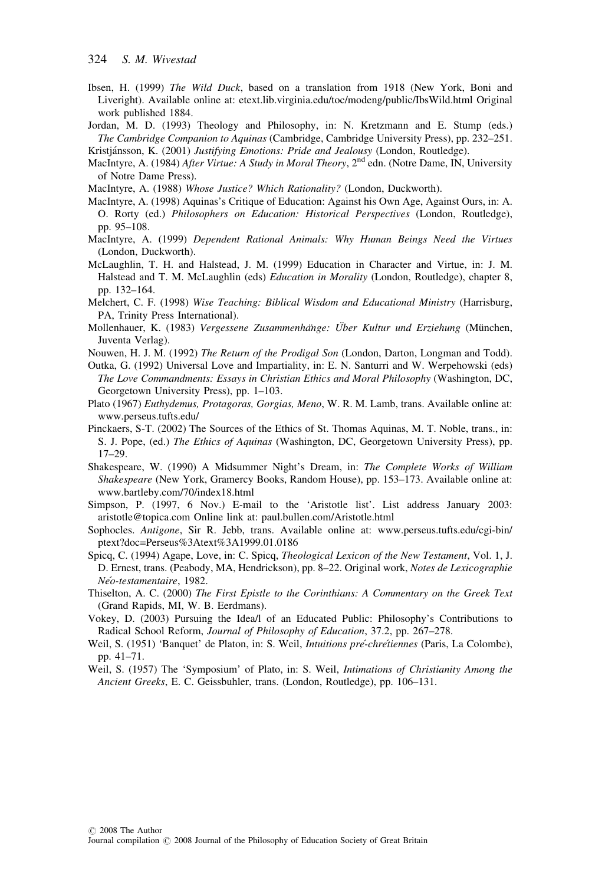Ibsen, H. (1999) *The Wild Duck*, based on a translation from 1918 (New York, Boni and Liveright). Available online at: etext.lib.virginia.edu/toc/modeng/public/IbsWild.html Original work published 1884.

Jordan, M. D. (1993) Theology and Philosophy, in: N. Kretzmann and E. Stump (eds.) *The Cambridge Companion to Aquinas* (Cambridge, Cambridge University Press), pp. 232–251.

Kristjánsson, K. (2001) *Justifying Emotions: Pride and Jealousy* (London, Routledge).

MacIntyre, A. (1984) *After Virtue: A Study in Moral Theory*, 2nd edn. (Notre Dame, IN, University of Notre Dame Press).

MacIntyre, A. (1988) *Whose Justice? Which Rationality?* (London, Duckworth).

MacIntyre, A. (1998) Aquinas's Critique of Education: Against his Own Age, Against Ours, in: A. O. Rorty (ed.) *Philosophers on Education: Historical Perspectives* (London, Routledge), pp. 95–108.

MacIntyre, A. (1999) *Dependent Rational Animals: Why Human Beings Need the Virtues* (London, Duckworth).

McLaughlin, T. H. and Halstead, J. M. (1999) Education in Character and Virtue, in: J. M. Halstead and T. M. McLaughlin (eds) *Education in Morality* (London, Routledge), chapter 8, pp. 132–164.

Melchert, C. F. (1998) *Wise Teaching: Biblical Wisdom and Educational Ministry* (Harrisburg, PA, Trinity Press International).

Mollenhauer, K. (1983) *Vergessene Zusammenhänge: Über Kultur und Erziehung* (München, Juventa Verlag).

Nouwen, H. J. M. (1992) *The Return of the Prodigal Son* (London, Darton, Longman and Todd).

Outka, G. (1992) Universal Love and Impartiality, in: E. N. Santurri and W. Werpehowski (eds) *The Love Commandments: Essays in Christian Ethics and Moral Philosophy* (Washington, DC, Georgetown University Press), pp. 1–103.

Plato (1967) *Euthydemus, Protagoras, Gorgias, Meno*, W. R. M. Lamb, trans. Available online at: www.perseus.tufts.edu/

Pinckaers, S-T. (2002) The Sources of the Ethics of St. Thomas Aquinas, M. T. Noble, trans., in: S. J. Pope, (ed.) *The Ethics of Aquinas* (Washington, DC, Georgetown University Press), pp. 17–29.

Shakespeare, W. (1990) A Midsummer Night's Dream, in: *The Complete Works of William Shakespeare* (New York, Gramercy Books, Random House), pp. 153–173. Available online at: www.bartleby.com/70/index18.html

Simpson, P. (1997, 6 Nov.) E-mail to the 'Aristotle list'. List address January 2003: aristotle@topica.com Online link at: paul.bullen.com/Aristotle.html

Sophocles. *Antigone*, Sir R. Jebb, trans. Available online at: www.perseus.tufts.edu/cgi-bin/ptext?doc=Perseus%3Atext%3A1999.01.0186

Spicq, C. (1994) Agape, Love, in: C. Spicq, *Theological Lexicon of the New Testament*, Vol. 1, J. D. Ernest, trans. (Peabody, MA, Hendrickson), pp. 8–22. Original work, *Notes de Lexicographie Néo-testamentaire*, 1982.

Thiselton, A. C. (2000) *The First Epistle to the Corinthians: A Commentary on the Greek Text* (Grand Rapids, MI, W. B. Eerdmans).

Vokey, D. (2003) Pursuing the Idea/l of an Educated Public: Philosophy's Contributions to Radical School Reform, *Journal of Philosophy of Education*, 37.2, pp. 267–278.

Weil, S. (1951) 'Banquet' de Platon, in: S. Weil, *Intuitions pré-chrétiennes* (Paris, La Colombe), pp. 41–71.

Weil, S. (1957) The 'Symposium' of Plato, in: S. Weil, *Intimations of Christianity Among the Ancient Greeks*, E. C. Geissbuhler, trans. (London, Routledge), pp. 106–131.